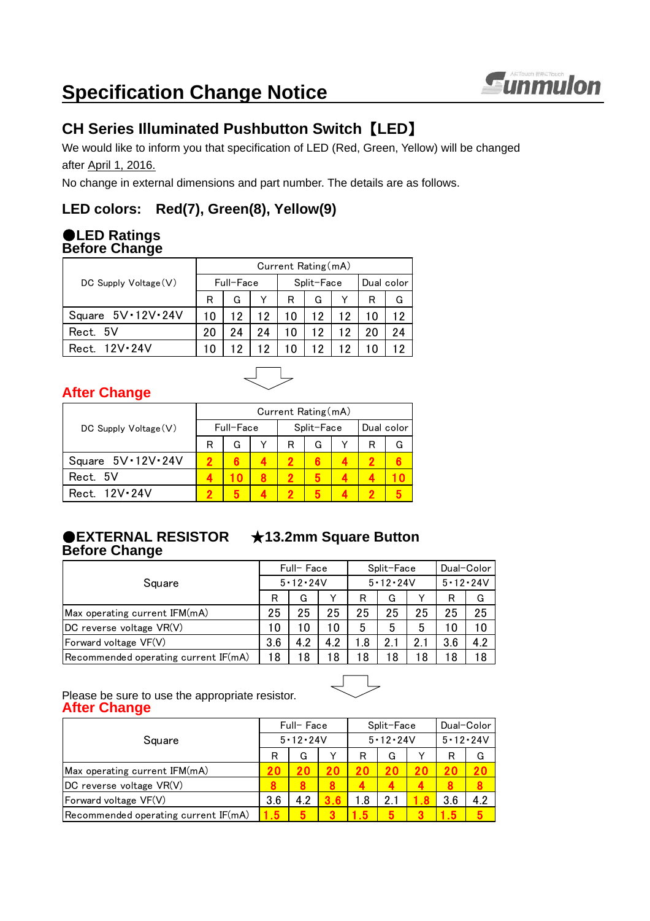# Specification Change Notice

## CH Series Illuminated Pushbutton Switch【LED】

We would like to inform you that specification of LED (Red, Green, Yellow) will be changed after April 1, 2016.

No change in external dimensions and part number. The details are as follows.

### LED colors:　Red(7), Green(8), Yellow(9)

### ●LED Ratings

**Before Change**

| DC Supply Voltage(V) | Current Rating(mA) | | | | | | | |
|---|---|---|---|---|---|---|---|---|
| | Full-Face | | | Split-Face | | | Dual color | |
| | R | G | Y | R | G | Y | R | G |
| Square 5V･12V･24V | 10 | 12 | 12 | 10 | 12 | 12 | 10 | 12 |
| Rect. 5V | 20 | 24 | 24 | 10 | 12 | 12 | 20 | 24 |
| Rect. 12V･24V | 10 | 12 | 12 | 10 | 12 | 12 | 10 | 12 |

**After Change**

| DC Supply Voltage(V) | Current Rating(mA) | | | | | | | |
|---|---|---|---|---|---|---|---|---|
| | Full-Face | | | Split-Face | | | Dual color | |
| | R | G | Y | R | G | Y | R | G |
| Square 5V･12V･24V | 2 | 6 | 4 | 2 | 6 | 4 | 2 | 6 |
| Rect. 5V | 4 | 10 | 8 | 2 | 5 | 4 | 4 | 10 |
| Rect. 12V･24V | 2 | 5 | 4 | 2 | 5 | 4 | 2 | 5 |

### ●EXTERNAL RESISTOR　★13.2mm Square Button

**Before Change**

| Square | Full- Face | | | Split-Face | | | Dual-Color | |
|---|---|---|---|---|---|---|---|---|
| | 5･12･24V | | | 5･12･24V | | | 5･12･24V | |
| | R | G | Y | R | G | Y | R | G |
| Max operating current IFM(mA) | 25 | 25 | 25 | 25 | 25 | 25 | 25 | 25 |
| DC reverse voltage VR(V) | 10 | 10 | 10 | 5 | 5 | 5 | 10 | 10 |
| Forward voltage VF(V) | 3.6 | 4.2 | 4.2 | 1.8 | 2.1 | 2.1 | 3.6 | 4.2 |
| Recommended operating current IF(mA) | 18 | 18 | 18 | 18 | 18 | 18 | 18 | 18 |

Please be sure to use the appropriate resistor.

**After Change**

| Square | Full- Face | | | Split-Face | | | Dual-Color | |
|---|---|---|---|---|---|---|---|---|
| | 5･12･24V | | | 5･12･24V | | | 5･12･24V | |
| | R | G | Y | R | G | Y | R | G |
| Max operating current IFM(mA) | 20 | 20 | 20 | 20 | 20 | 20 | 20 | 20 |
| DC reverse voltage VR(V) | 8 | 8 | 8 | 4 | 4 | 4 | 8 | 8 |
| Forward voltage VF(V) | 3.6 | 4.2 | 3.6 | 1.8 | 2.1 | 1.8 | 3.6 | 4.2 |
| Recommended operating current IF(mA) | 1.5 | 5 | 3 | 1.5 | 5 | 3 | 1.5 | 5 |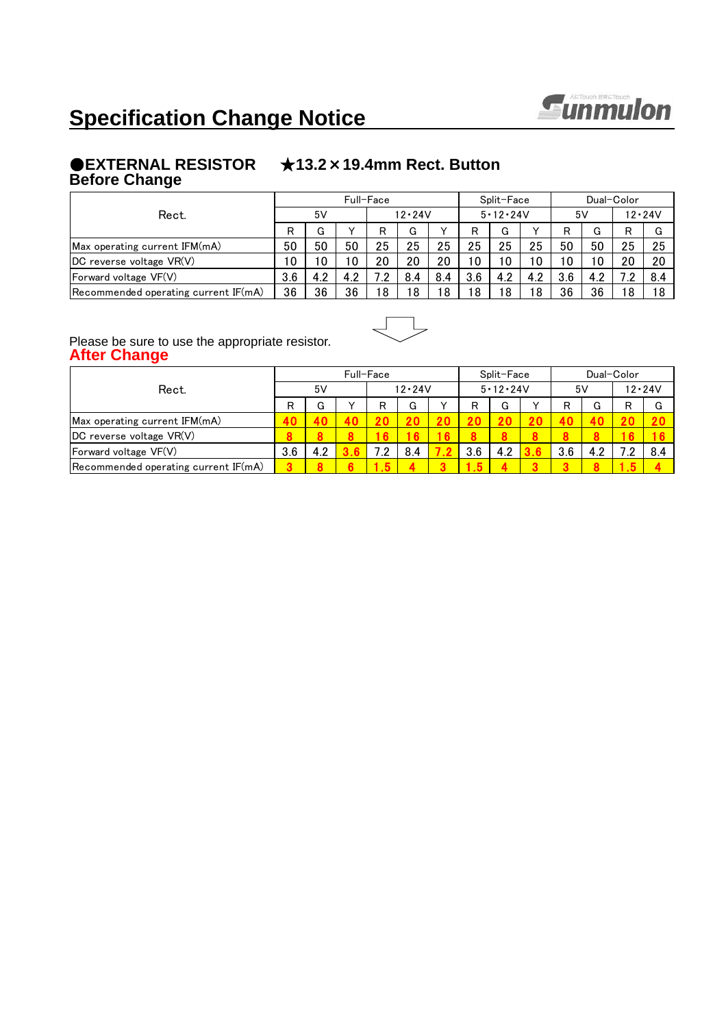# Specification Change Notice

## ●EXTERNAL RESISTOR ★13.2×19.4mm Rect. Button

### Before Change

| Rect. | Full-Face | | | | | | Split-Face | | | Dual-Color | | | |
|---|---|---|---|---|---|---|---|---|---|---|---|---|---|
| | 5V | | | 12・24V | | | 5・12・24V | | | 5V | | 12・24V | |
| | R | G | Y | R | G | Y | R | G | Y | R | G | R | G |
| Max operating current IFM(mA) | 50 | 50 | 50 | 25 | 25 | 25 | 25 | 25 | 25 | 50 | 50 | 25 | 25 |
| DC reverse voltage VR(V) | 10 | 10 | 10 | 20 | 20 | 20 | 10 | 10 | 10 | 10 | 10 | 20 | 20 |
| Forward voltage VF(V) | 3.6 | 4.2 | 4.2 | 7.2 | 8.4 | 8.4 | 3.6 | 4.2 | 4.2 | 3.6 | 4.2 | 7.2 | 8.4 |
| Recommended operating current IF(mA) | 36 | 36 | 36 | 18 | 18 | 18 | 18 | 18 | 18 | 36 | 36 | 18 | 18 |

Please be sure to use the appropriate resistor.

### After Change

| Rect. | Full-Face | | | | | | Split-Face | | | Dual-Color | | | |
|---|---|---|---|---|---|---|---|---|---|---|---|---|---|
| | 5V | | | 12・24V | | | 5・12・24V | | | 5V | | 12・24V | |
| | R | G | Y | R | G | Y | R | G | Y | R | G | R | G |
| Max operating current IFM(mA) | 40 | 40 | 40 | 20 | 20 | 20 | 20 | 20 | 20 | 40 | 40 | 20 | 20 |
| DC reverse voltage VR(V) | 8 | 8 | 8 | 16 | 16 | 16 | 8 | 8 | 8 | 8 | 8 | 16 | 16 |
| Forward voltage VF(V) | 3.6 | 4.2 | 3.6 | 7.2 | 8.4 | 7.2 | 3.6 | 4.2 | 3.6 | 3.6 | 4.2 | 7.2 | 8.4 |
| Recommended operating current IF(mA) | 3 | 8 | 6 | 1.5 | 4 | 3 | 1.5 | 4 | 3 | 3 | 8 | 1.5 | 4 |